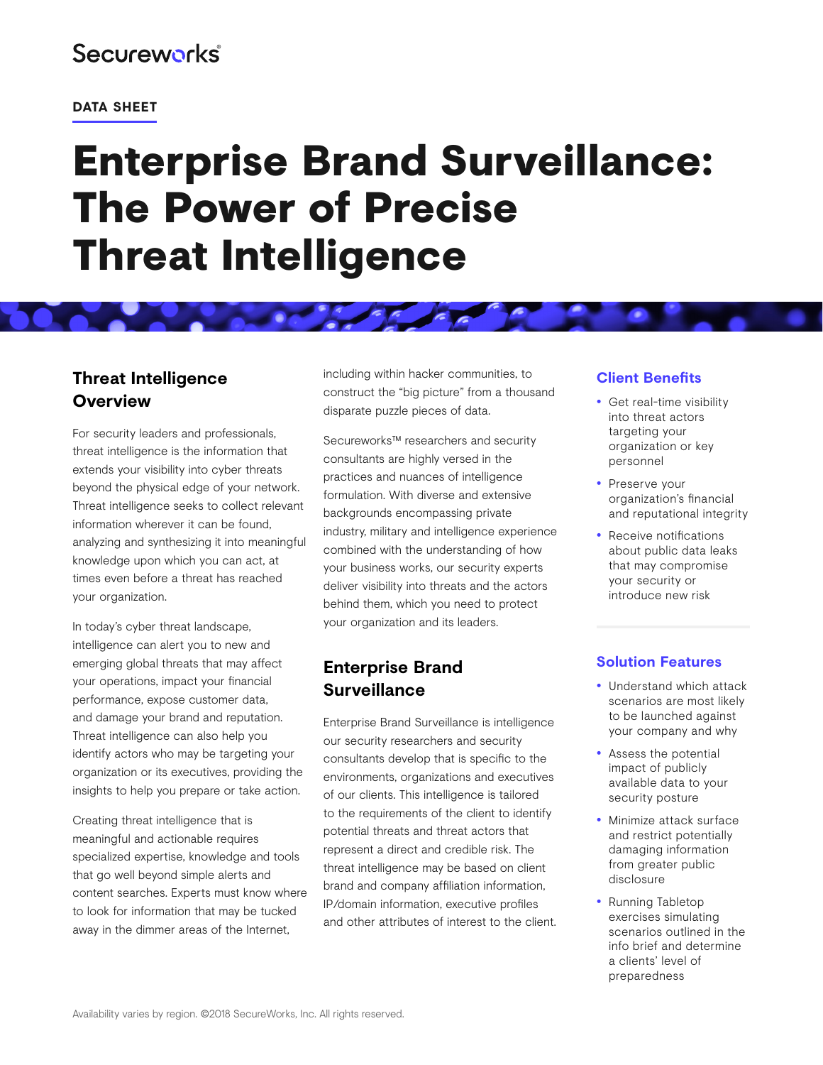Secureworks

**DATA SHEET**

# Enterprise Brand Surveillance: The Power of Precise Threat Intelligence

## Threat Intelligence Overview

For security leaders and professionals, threat intelligence is the information that extends your visibility into cyber threats beyond the physical edge of your network. Threat intelligence seeks to collect relevant information wherever it can be found, analyzing and synthesizing it into meaningful knowledge upon which you can act, at times even before a threat has reached your organization.

In today's cyber threat landscape, intelligence can alert you to new and emerging global threats that may affect your operations, impact your financial performance, expose customer data, and damage your brand and reputation. Threat intelligence can also help you identify actors who may be targeting your organization or its executives, providing the insights to help you prepare or take action.

Creating threat intelligence that is meaningful and actionable requires specialized expertise, knowledge and tools that go well beyond simple alerts and content searches. Experts must know where to look for information that may be tucked away in the dimmer areas of the Internet, including within hacker communities, to construct the "big picture" from a thousand disparate puzzle pieces of data.

Secureworks™ researchers and security consultants are highly versed in the practices and nuances of intelligence formulation. With diverse and extensive backgrounds encompassing private industry, military and intelligence experience combined with the understanding of how your business works, our security experts deliver visibility into threats and the actors behind them, which you need to protect your organization and its leaders.

## Enterprise Brand Surveillance

Enterprise Brand Surveillance is intelligence our security researchers and security consultants develop that is specific to the environments, organizations and executives of our clients. This intelligence is tailored to the requirements of the client to identify potential threats and threat actors that represent a direct and credible risk. The threat intelligence may be based on client brand and company affiliation information, IP/domain information, executive profiles and other attributes of interest to the client.

### Client Benefits

- Get real-time visibility into threat actors targeting your organization or key personnel
- Preserve your organization's financial and reputational integrity
- Receive notifications about public data leaks that may compromise your security or introduce new risk

### Solution Features

- Understand which attack scenarios are most likely to be launched against your company and why
- Assess the potential impact of publicly available data to your security posture
- Minimize attack surface and restrict potentially damaging information from greater public disclosure
- Running Tabletop exercises simulating scenarios outlined in the info brief and determine a clients' level of preparedness

Availability varies by region. ©2018 SecureWorks, Inc. All rights reserved.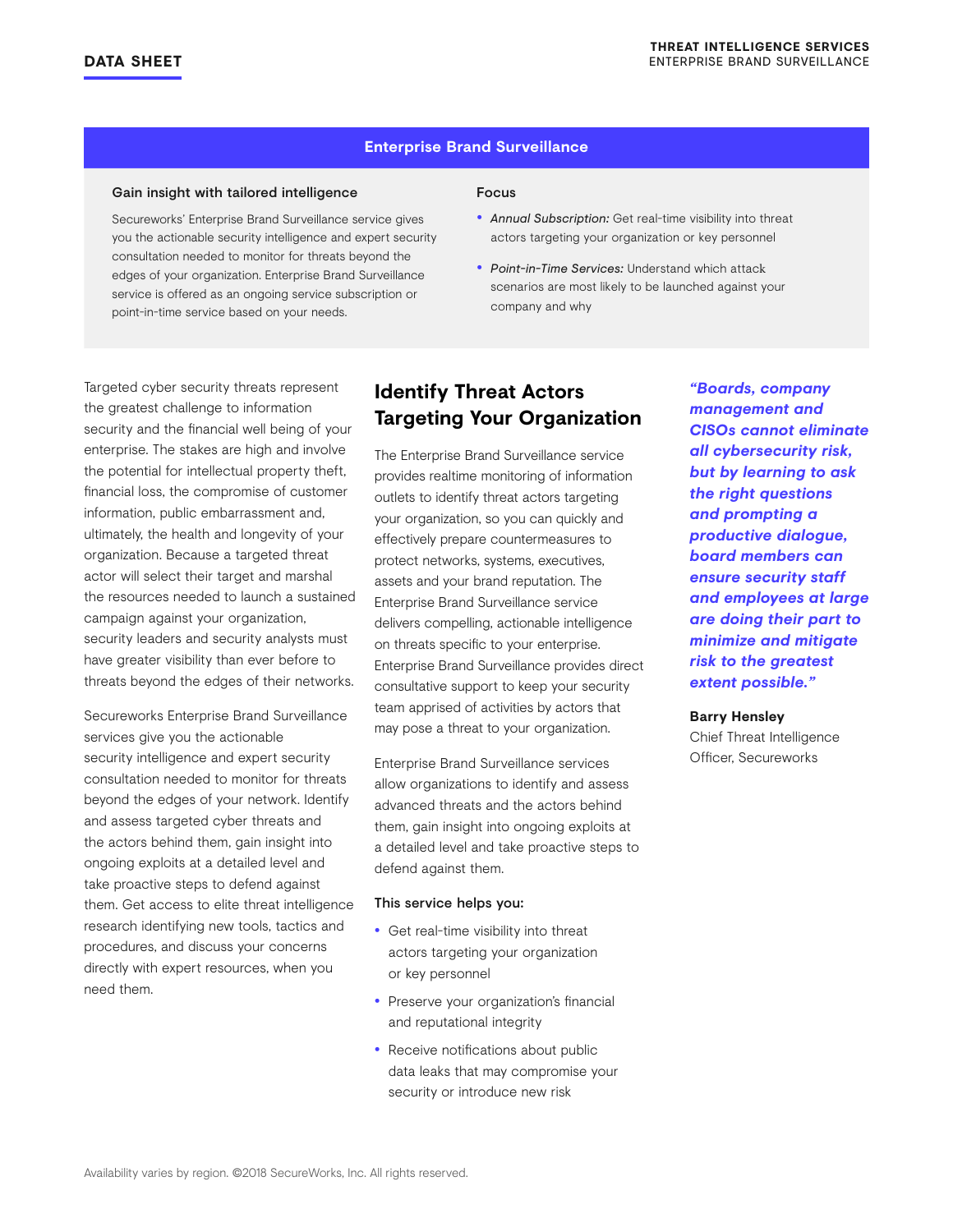## Enterprise Brand Surveillance

### Gain insight with tailored intelligence

Secureworks' Enterprise Brand Surveillance service gives you the actionable security intelligence and expert security consultation needed to monitor for threats beyond the edges of your organization. Enterprise Brand Surveillance service is offered as an ongoing service subscription or point-in-time service based on your needs.

### Focus

- *Annual Subscription:* Get real-time visibility into threat actors targeting your organization or key personnel
- *Point-in-Time Services:* Understand which attack scenarios are most likely to be launched against your company and why

Targeted cyber security threats represent the greatest challenge to information security and the financial well being of your enterprise. The stakes are high and involve the potential for intellectual property theft, financial loss, the compromise of customer information, public embarrassment and, ultimately, the health and longevity of your organization. Because a targeted threat actor will select their target and marshal the resources needed to launch a sustained campaign against your organization, security leaders and security analysts must have greater visibility than ever before to threats beyond the edges of their networks.

Secureworks Enterprise Brand Surveillance services give you the actionable security intelligence and expert security consultation needed to monitor for threats beyond the edges of your network. Identify and assess targeted cyber threats and the actors behind them, gain insight into ongoing exploits at a detailed level and take proactive steps to defend against them. Get access to elite threat intelligence research identifying new tools, tactics and procedures, and discuss your concerns directly with expert resources, when you need them.

## Identify Threat Actors Targeting Your Organization

The Enterprise Brand Surveillance service provides realtime monitoring of information outlets to identify threat actors targeting your organization, so you can quickly and effectively prepare countermeasures to protect networks, systems, executives, assets and your brand reputation. The Enterprise Brand Surveillance service delivers compelling, actionable intelligence on threats specific to your enterprise. Enterprise Brand Surveillance provides direct consultative support to keep your security team apprised of activities by actors that may pose a threat to your organization.

Enterprise Brand Surveillance services allow organizations to identify and assess advanced threats and the actors behind them, gain insight into ongoing exploits at a detailed level and take proactive steps to defend against them.

**This service helps you:**

- Get real-time visibility into threat actors targeting your organization or key personnel
- Preserve your organization's financial and reputational integrity
- Receive notifications about public data leaks that may compromise your security or introduce new risk

***"Boards, company management and CISOs cannot eliminate all cybersecurity risk, but by learning to ask the right questions and prompting a productive dialogue, board members can ensure security staff and employees at large are doing their part to minimize and mitigate risk to the greatest extent possible."***

**Barry Hensley**
Chief Threat Intelligence Officer, Secureworks

Availability varies by region. ©2018 SecureWorks, Inc. All rights reserved.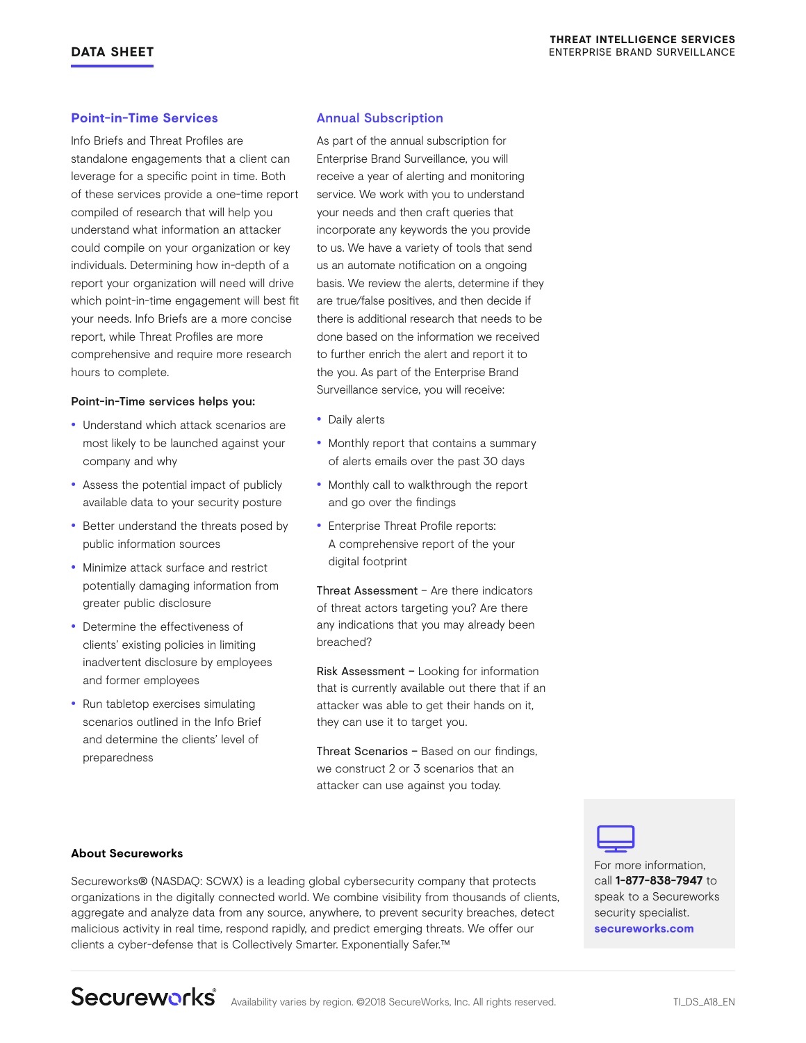## Point-in-Time Services

Info Briefs and Threat Profiles are standalone engagements that a client can leverage for a specific point in time. Both of these services provide a one-time report compiled of research that will help you understand what information an attacker could compile on your organization or key individuals. Determining how in-depth of a report your organization will need will drive which point-in-time engagement will best fit your needs. Info Briefs are a more concise report, while Threat Profiles are more comprehensive and require more research hours to complete.

**Point-in-Time services helps you:**

- Understand which attack scenarios are most likely to be launched against your company and why
- Assess the potential impact of publicly available data to your security posture
- Better understand the threats posed by public information sources
- Minimize attack surface and restrict potentially damaging information from greater public disclosure
- Determine the effectiveness of clients' existing policies in limiting inadvertent disclosure by employees and former employees
- Run tabletop exercises simulating scenarios outlined in the Info Brief and determine the clients' level of preparedness

## Annual Subscription

As part of the annual subscription for Enterprise Brand Surveillance, you will receive a year of alerting and monitoring service. We work with you to understand your needs and then craft queries that incorporate any keywords the you provide to us. We have a variety of tools that send us an automate notification on a ongoing basis. We review the alerts, determine if they are true/false positives, and then decide if there is additional research that needs to be done based on the information we received to further enrich the alert and report it to the you. As part of the Enterprise Brand Surveillance service, you will receive:

- Daily alerts
- Monthly report that contains a summary of alerts emails over the past 30 days
- Monthly call to walkthrough the report and go over the findings
- Enterprise Threat Profile reports: A comprehensive report of the your digital footprint

Threat Assessment – Are there indicators of threat actors targeting you? Are there any indications that you may already been breached?

Risk Assessment – Looking for information that is currently available out there that if an attacker was able to get their hands on it, they can use it to target you.

Threat Scenarios – Based on our findings, we construct 2 or 3 scenarios that an attacker can use against you today.

**About Secureworks**

Secureworks® (NASDAQ: SCWX) is a leading global cybersecurity company that protects organizations in the digitally connected world. We combine visibility from thousands of clients, aggregate and analyze data from any source, anywhere, to prevent security breaches, detect malicious activity in real time, respond rapidly, and predict emerging threats. We offer our clients a cyber-defense that is Collectively Smarter. Exponentially Safer.™

For more information, call **1-877-838-7947** to speak to a Secureworks security specialist. **secureworks.com**

Availability varies by region. ©2018 SecureWorks, Inc. All rights reserved.

TI_DS_A18_EN